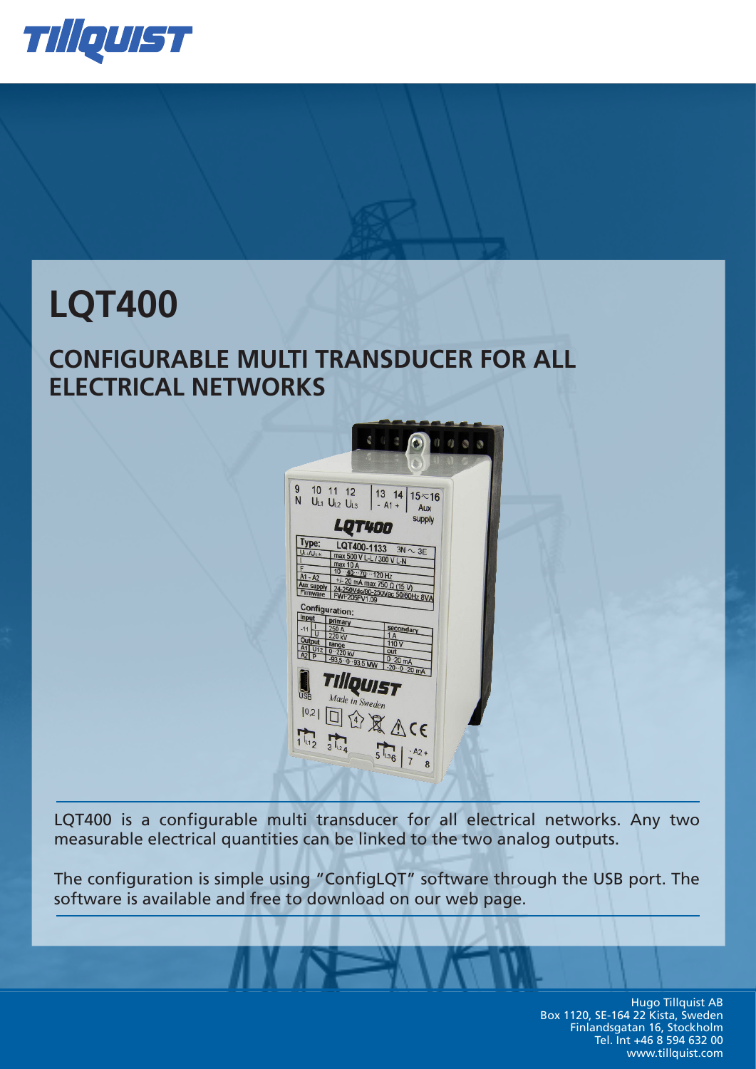# LQT400

## CONFIGURABLE MULTI TRANSDUCER FOR ALL ELECTRICAL NETWORKS

LQT400 is a configurable multi transducer for all electrical networks. Any two measurable electrical quantities can be linked to the two analog outputs.

The configuration is simple using "ConfigLQT" software through the USB port. The software is available and free to download on our web page.

Hugo Tillquist AB
Box 1120, SE-164 22 Kista, Sweden
Finlandsgatan 16, Stockholm
Tel. Int +46 8 594 632 00
www.tillquist.com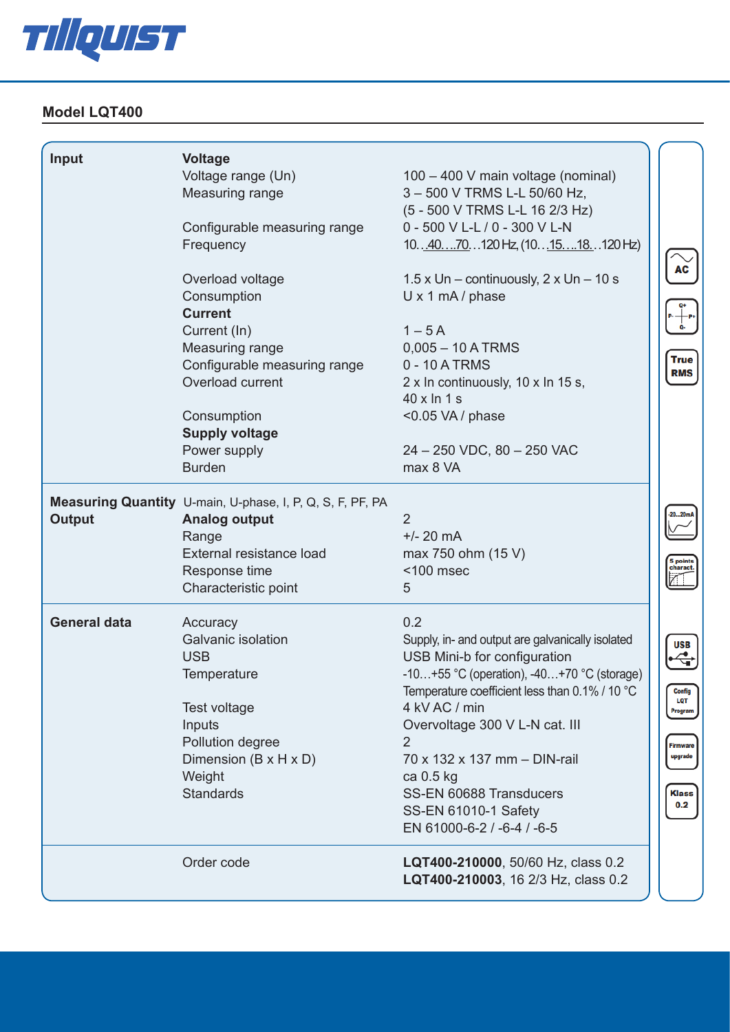## Model LQT400

| | | |
|---|---|---|
| **Input** | **Voltage** | |
| | Voltage range (Un) | 100 – 400 V main voltage (nominal) |
| | Measuring range | 3 – 500 V TRMS L-L 50/60 Hz, (5 - 500 V TRMS L-L 16 2/3 Hz) |
| | Configurable measuring range | 0 - 500 V L-L / 0 - 300 V L-N |
| | Frequency | 10…40…70…120 Hz, (10…15…18…120 Hz) |
| | Overload voltage | 1.5 x Un – continuously, 2 x Un – 10 s |
| | Consumption | U x 1 mA / phase |
| | **Current** | |
| | Current (In) | 1 – 5 A |
| | Measuring range | 0,005 – 10 A TRMS |
| | Configurable measuring range | 0 - 10 A TRMS |
| | Overload current | 2 x In continuously, 10 x In 15 s, 40 x In 1 s |
| | Consumption | <0.05 VA / phase |
| | **Supply voltage** | |
| | Power supply | 24 – 250 VDC, 80 – 250 VAC |
| | Burden | max 8 VA |
| **Measuring Quantity** | U-main, U-phase, I, P, Q, S, F, PF, PA | |
| **Output** | **Analog output** | 2 |
| | Range | +/- 20 mA |
| | External resistance load | max 750 ohm (15 V) |
| | Response time | <100 msec |
| | Characteristic point | 5 |
| **General data** | Accuracy | 0.2 |
| | Galvanic isolation | Supply, in- and output are galvanically isolated |
| | USB | USB Mini-b for configuration |
| | Temperature | -10…+55 °C (operation), -40…+70 °C (storage) Temperature coefficient less than 0.1% / 10 °C |
| | Test voltage | 4 kV AC / min |
| | Inputs | Overvoltage 300 V L-N cat. III |
| | Pollution degree | 2 |
| | Dimension (B x H x D) | 70 x 132 x 137 mm – DIN-rail |
| | Weight | ca 0.5 kg |
| | Standards | SS-EN 60688 Transducers, SS-EN 61010-1 Safety, EN 61000-6-2 / -6-4 / -6-5 |
| | Order code | **LQT400-210000**, 50/60 Hz, class 0.2; **LQT400-210003**, 16 2/3 Hz, class 0.2 |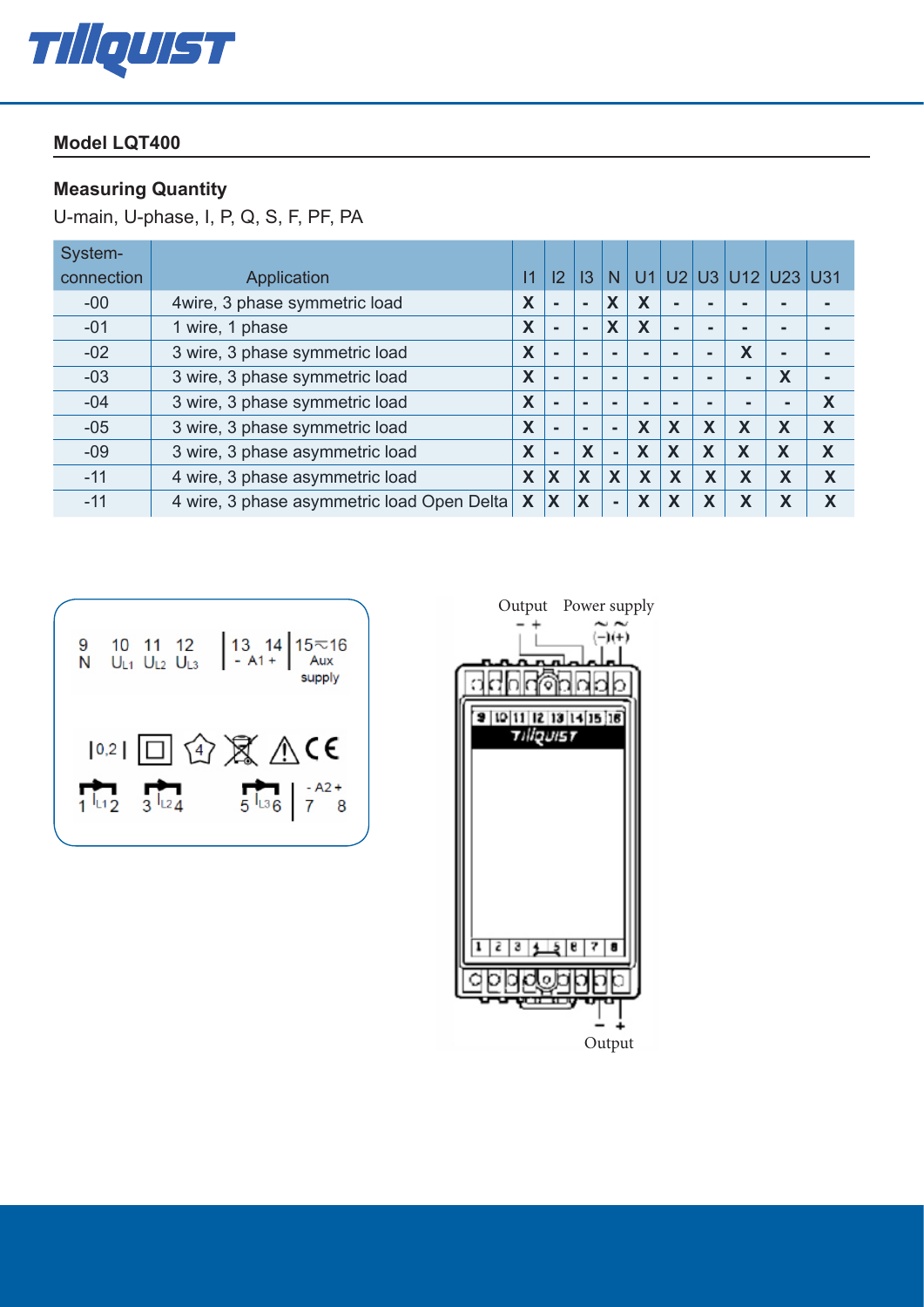## Model LQT400

### Measuring Quantity

U-main, U-phase, I, P, Q, S, F, PF, PA

| System-connection | Application | I1 | I2 | I3 | N | U1 | U2 | U3 | U12 | U23 | U31 |
|---|---|---|---|---|---|---|---|---|---|---|---|
| -00 | 4wire, 3 phase symmetric load | X | - | - | X | X | - | - | - | - | - |
| -01 | 1 wire, 1 phase | X | - | - | X | X | - | - | - | - | - |
| -02 | 3 wire, 3 phase symmetric load | X | - | - | - | - | - | - | X | - | - |
| -03 | 3 wire, 3 phase symmetric load | X | - | - | - | - | - | - | - | X | - |
| -04 | 3 wire, 3 phase symmetric load | X | - | - | - | - | - | - | - | - | X |
| -05 | 3 wire, 3 phase symmetric load | X | - | - | - | X | X | X | X | X | X |
| -09 | 3 wire, 3 phase asymmetric load | X | - | X | - | X | X | X | X | X | X |
| -11 | 4 wire, 3 phase asymmetric load | X | X | X | X | X | X | X | X | X | X |
| -11 | 4 wire, 3 phase asymmetric load Open Delta | X | X | X | - | X | X | X | X | X | X |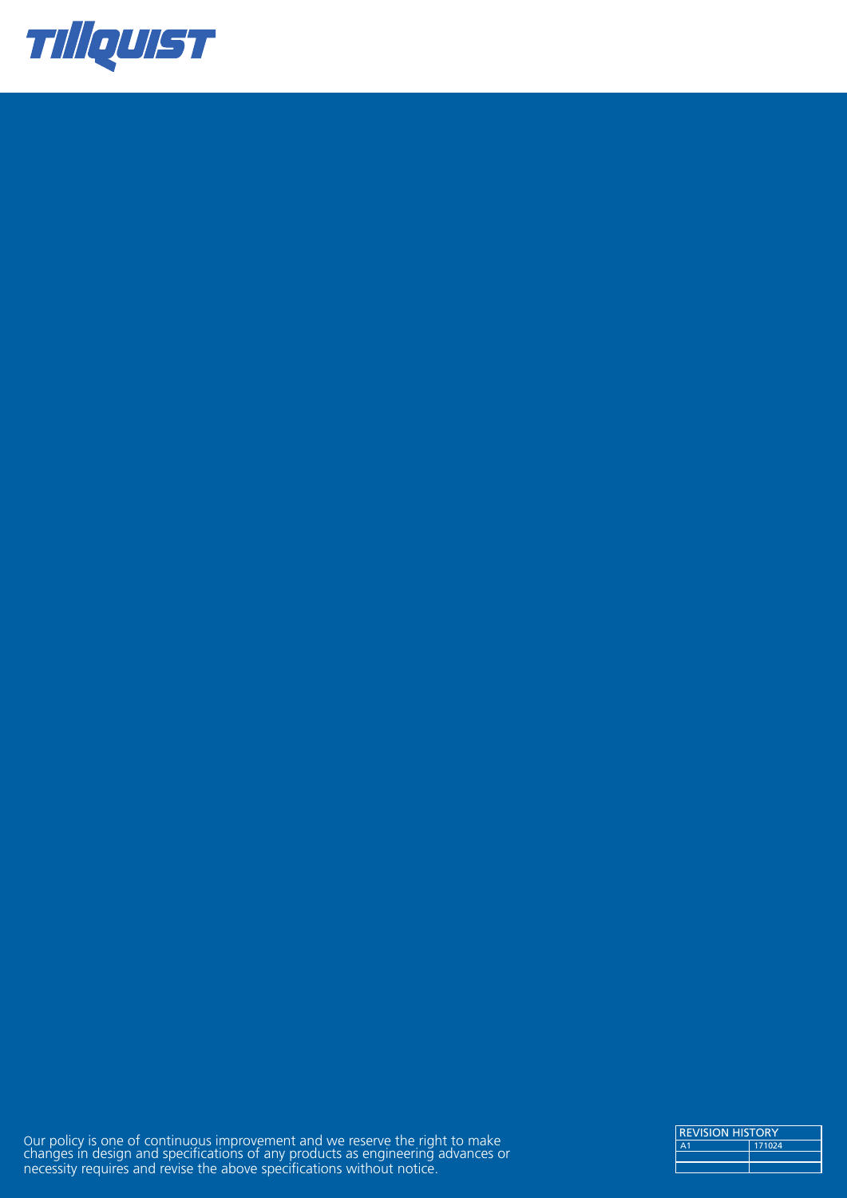Our policy is one of continuous improvement and we reserve the right to make changes in design and specifications of any products as engineering advances or necessity requires and revise the above specifications without notice.

| REVISION HISTORY | |
|---|---|
| A1 | 171024 |
| | |
| | |